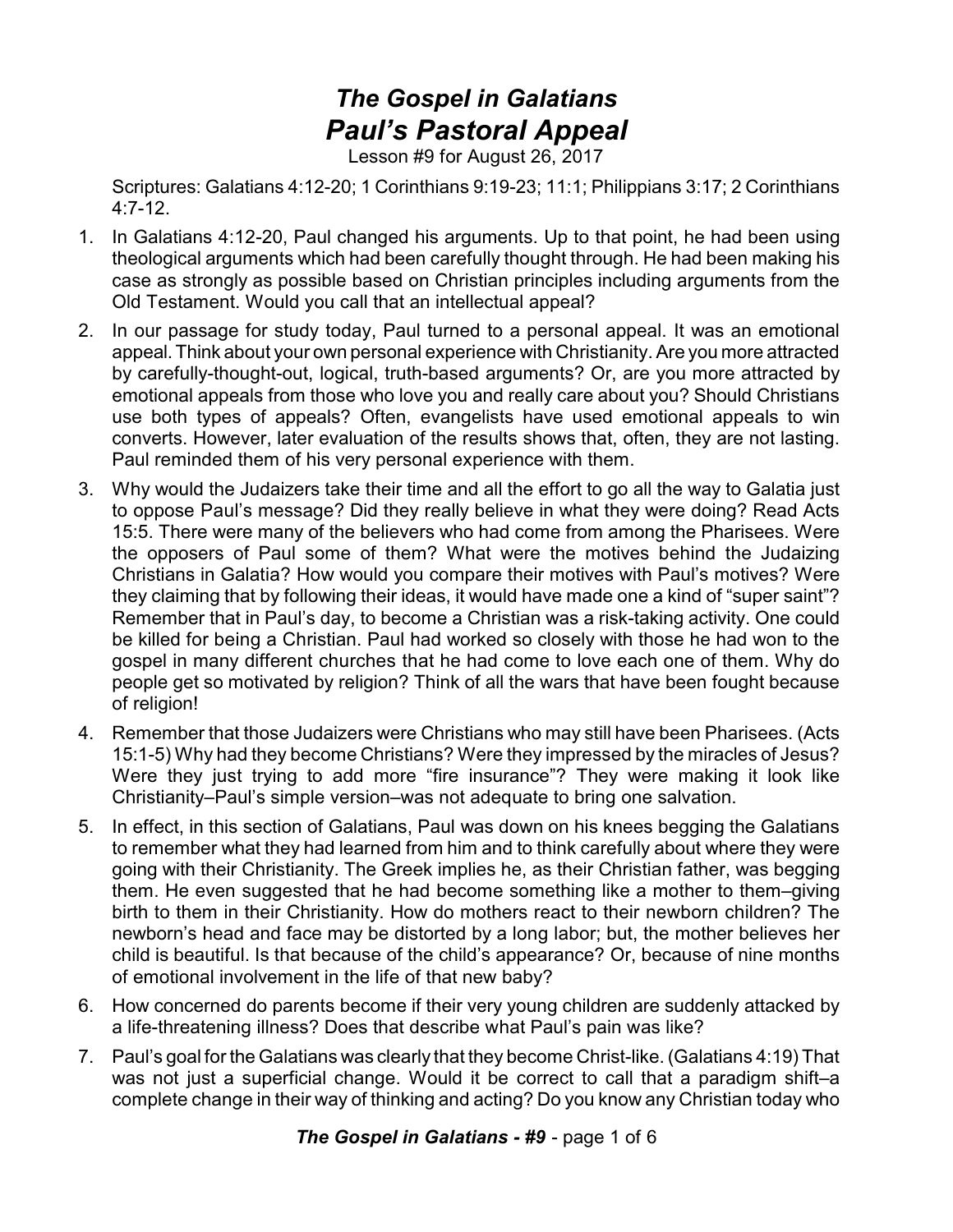# *The Gospel in Galatians*
# *Paul's Pastoral Appeal*

Lesson #9 for August 26, 2017

Scriptures: Galatians 4:12-20; 1 Corinthians 9:19-23; 11:1; Philippians 3:17; 2 Corinthians 4:7-12.

1. In Galatians 4:12-20, Paul changed his arguments. Up to that point, he had been using theological arguments which had been carefully thought through. He had been making his case as strongly as possible based on Christian principles including arguments from the Old Testament. Would you call that an intellectual appeal?
2. In our passage for study today, Paul turned to a personal appeal. It was an emotional appeal. Think about your own personal experience with Christianity. Are you more attracted by carefully-thought-out, logical, truth-based arguments? Or, are you more attracted by emotional appeals from those who love you and really care about you? Should Christians use both types of appeals? Often, evangelists have used emotional appeals to win converts. However, later evaluation of the results shows that, often, they are not lasting. Paul reminded them of his very personal experience with them.
3. Why would the Judaizers take their time and all the effort to go all the way to Galatia just to oppose Paul's message? Did they really believe in what they were doing? Read Acts 15:5. There were many of the believers who had come from among the Pharisees. Were the opposers of Paul some of them? What were the motives behind the Judaizing Christians in Galatia? How would you compare their motives with Paul's motives? Were they claiming that by following their ideas, it would have made one a kind of "super saint"? Remember that in Paul's day, to become a Christian was a risk-taking activity. One could be killed for being a Christian. Paul had worked so closely with those he had won to the gospel in many different churches that he had come to love each one of them. Why do people get so motivated by religion? Think of all the wars that have been fought because of religion!
4. Remember that those Judaizers were Christians who may still have been Pharisees. (Acts 15:1-5) Why had they become Christians? Were they impressed by the miracles of Jesus? Were they just trying to add more "fire insurance"? They were making it look like Christianity–Paul's simple version–was not adequate to bring one salvation.
5. In effect, in this section of Galatians, Paul was down on his knees begging the Galatians to remember what they had learned from him and to think carefully about where they were going with their Christianity. The Greek implies he, as their Christian father, was begging them. He even suggested that he had become something like a mother to them–giving birth to them in their Christianity. How do mothers react to their newborn children? The newborn's head and face may be distorted by a long labor; but, the mother believes her child is beautiful. Is that because of the child's appearance? Or, because of nine months of emotional involvement in the life of that new baby?
6. How concerned do parents become if their very young children are suddenly attacked by a life-threatening illness? Does that describe what Paul's pain was like?
7. Paul's goal for the Galatians was clearly that they become Christ-like. (Galatians 4:19) That was not just a superficial change. Would it be correct to call that a paradigm shift–a complete change in their way of thinking and acting? Do you know any Christian today who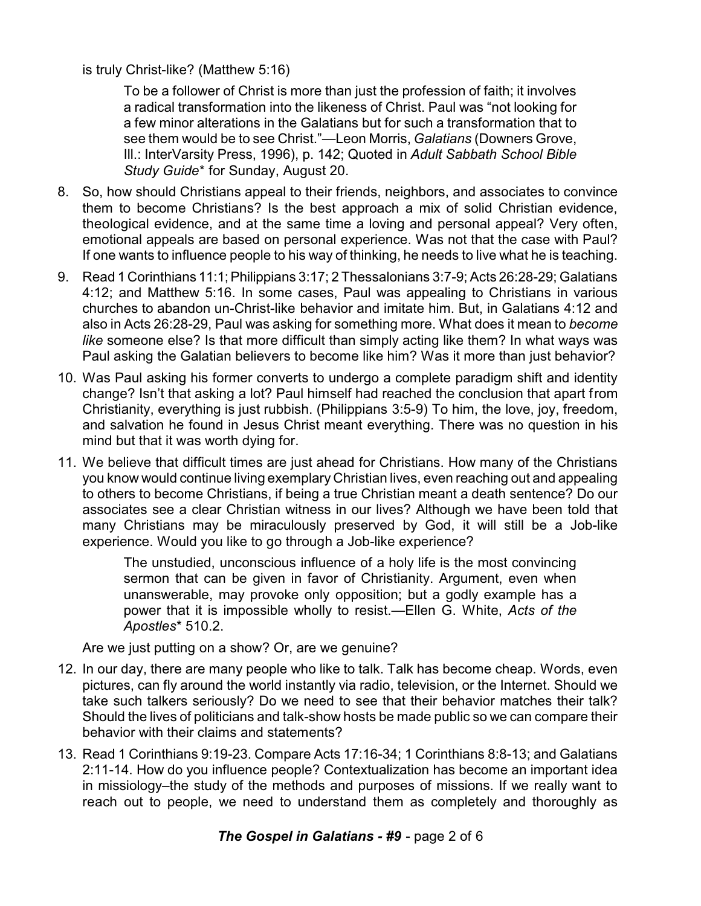is truly Christ-like? (Matthew 5:16)

> To be a follower of Christ is more than just the profession of faith; it involves a radical transformation into the likeness of Christ. Paul was "not looking for a few minor alterations in the Galatians but for such a transformation that to see them would be to see Christ."—Leon Morris, *Galatians* (Downers Grove, Ill.: InterVarsity Press, 1996), p. 142; Quoted in *Adult Sabbath School Bible Study Guide*\* for Sunday, August 20.

8. So, how should Christians appeal to their friends, neighbors, and associates to convince them to become Christians? Is the best approach a mix of solid Christian evidence, theological evidence, and at the same time a loving and personal appeal? Very often, emotional appeals are based on personal experience. Was not that the case with Paul? If one wants to influence people to his way of thinking, he needs to live what he is teaching.

9. Read 1 Corinthians 11:1; Philippians 3:17; 2 Thessalonians 3:7-9; Acts 26:28-29; Galatians 4:12; and Matthew 5:16. In some cases, Paul was appealing to Christians in various churches to abandon un-Christ-like behavior and imitate him. But, in Galatians 4:12 and also in Acts 26:28-29, Paul was asking for something more. What does it mean to *become like* someone else? Is that more difficult than simply acting like them? In what ways was Paul asking the Galatian believers to become like him? Was it more than just behavior?

10. Was Paul asking his former converts to undergo a complete paradigm shift and identity change? Isn't that asking a lot? Paul himself had reached the conclusion that apart from Christianity, everything is just rubbish. (Philippians 3:5-9) To him, the love, joy, freedom, and salvation he found in Jesus Christ meant everything. There was no question in his mind but that it was worth dying for.

11. We believe that difficult times are just ahead for Christians. How many of the Christians you know would continue living exemplary Christian lives, even reaching out and appealing to others to become Christians, if being a true Christian meant a death sentence? Do our associates see a clear Christian witness in our lives? Although we have been told that many Christians may be miraculously preserved by God, it will still be a Job-like experience. Would you like to go through a Job-like experience?

    > The unstudied, unconscious influence of a holy life is the most convincing sermon that can be given in favor of Christianity. Argument, even when unanswerable, may provoke only opposition; but a godly example has a power that it is impossible wholly to resist.—Ellen G. White, *Acts of the Apostles*\* 510.2.

    Are we just putting on a show? Or, are we genuine?

12. In our day, there are many people who like to talk. Talk has become cheap. Words, even pictures, can fly around the world instantly via radio, television, or the Internet. Should we take such talkers seriously? Do we need to see that their behavior matches their talk? Should the lives of politicians and talk-show hosts be made public so we can compare their behavior with their claims and statements?

13. Read 1 Corinthians 9:19-23. Compare Acts 17:16-34; 1 Corinthians 8:8-13; and Galatians 2:11-14. How do you influence people? Contextualization has become an important idea in missiology–the study of the methods and purposes of missions. If we really want to reach out to people, we need to understand them as completely and thoroughly as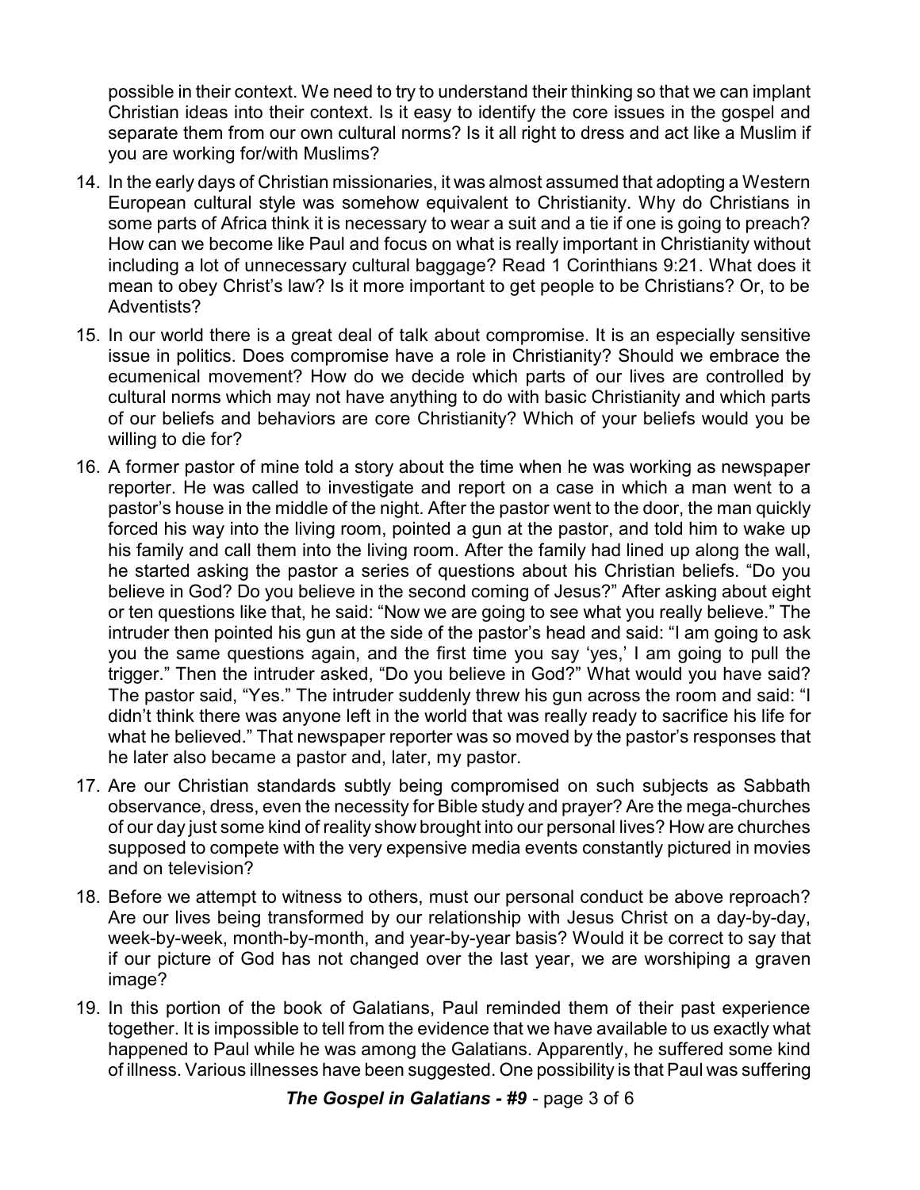possible in their context. We need to try to understand their thinking so that we can implant Christian ideas into their context. Is it easy to identify the core issues in the gospel and separate them from our own cultural norms? Is it all right to dress and act like a Muslim if you are working for/with Muslims?

14. In the early days of Christian missionaries, it was almost assumed that adopting a Western European cultural style was somehow equivalent to Christianity. Why do Christians in some parts of Africa think it is necessary to wear a suit and a tie if one is going to preach? How can we become like Paul and focus on what is really important in Christianity without including a lot of unnecessary cultural baggage? Read 1 Corinthians 9:21. What does it mean to obey Christ's law? Is it more important to get people to be Christians? Or, to be Adventists?

15. In our world there is a great deal of talk about compromise. It is an especially sensitive issue in politics. Does compromise have a role in Christianity? Should we embrace the ecumenical movement? How do we decide which parts of our lives are controlled by cultural norms which may not have anything to do with basic Christianity and which parts of our beliefs and behaviors are core Christianity? Which of your beliefs would you be willing to die for?

16. A former pastor of mine told a story about the time when he was working as newspaper reporter. He was called to investigate and report on a case in which a man went to a pastor's house in the middle of the night. After the pastor went to the door, the man quickly forced his way into the living room, pointed a gun at the pastor, and told him to wake up his family and call them into the living room. After the family had lined up along the wall, he started asking the pastor a series of questions about his Christian beliefs. "Do you believe in God? Do you believe in the second coming of Jesus?" After asking about eight or ten questions like that, he said: "Now we are going to see what you really believe." The intruder then pointed his gun at the side of the pastor's head and said: "I am going to ask you the same questions again, and the first time you say 'yes,' I am going to pull the trigger." Then the intruder asked, "Do you believe in God?" What would you have said? The pastor said, "Yes." The intruder suddenly threw his gun across the room and said: "I didn't think there was anyone left in the world that was really ready to sacrifice his life for what he believed." That newspaper reporter was so moved by the pastor's responses that he later also became a pastor and, later, my pastor.

17. Are our Christian standards subtly being compromised on such subjects as Sabbath observance, dress, even the necessity for Bible study and prayer? Are the mega-churches of our day just some kind of reality show brought into our personal lives? How are churches supposed to compete with the very expensive media events constantly pictured in movies and on television?

18. Before we attempt to witness to others, must our personal conduct be above reproach? Are our lives being transformed by our relationship with Jesus Christ on a day-by-day, week-by-week, month-by-month, and year-by-year basis? Would it be correct to say that if our picture of God has not changed over the last year, we are worshiping a graven image?

19. In this portion of the book of Galatians, Paul reminded them of their past experience together. It is impossible to tell from the evidence that we have available to us exactly what happened to Paul while he was among the Galatians. Apparently, he suffered some kind of illness. Various illnesses have been suggested. One possibility is that Paul was suffering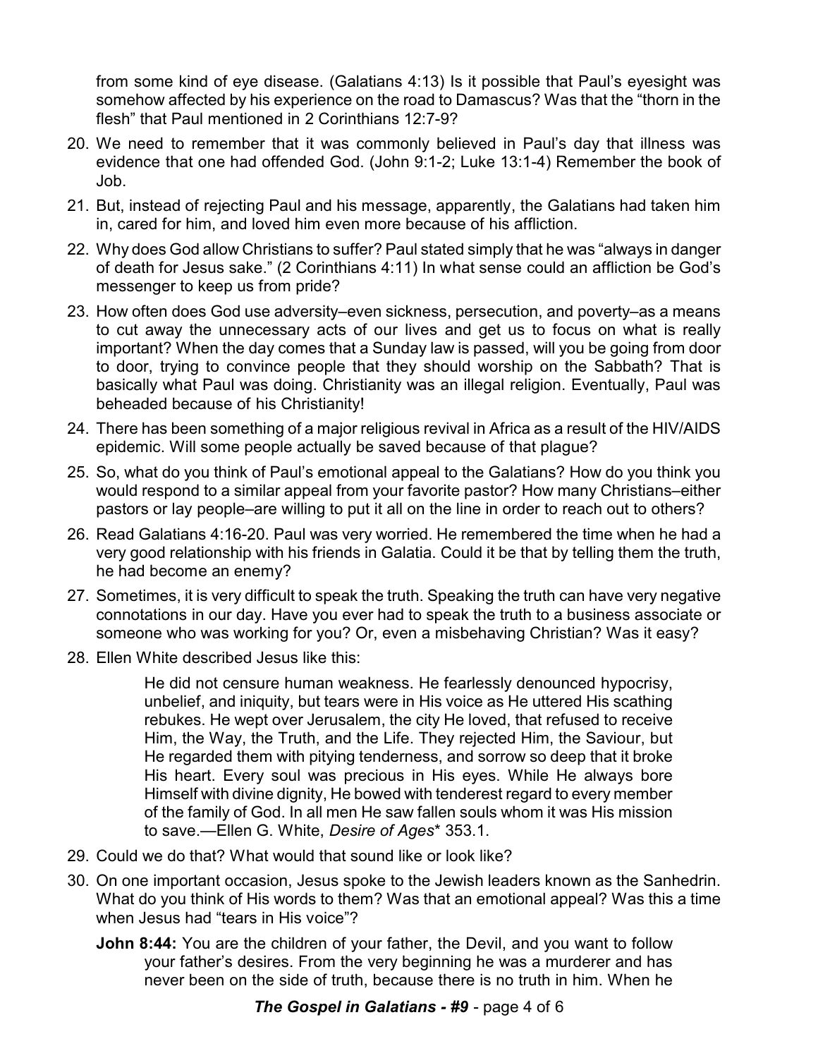from some kind of eye disease. (Galatians 4:13) Is it possible that Paul's eyesight was somehow affected by his experience on the road to Damascus? Was that the "thorn in the flesh" that Paul mentioned in 2 Corinthians 12:7-9?

20. We need to remember that it was commonly believed in Paul's day that illness was evidence that one had offended God. (John 9:1-2; Luke 13:1-4) Remember the book of Job.
21. But, instead of rejecting Paul and his message, apparently, the Galatians had taken him in, cared for him, and loved him even more because of his affliction.
22. Why does God allow Christians to suffer? Paul stated simply that he was "always in danger of death for Jesus sake." (2 Corinthians 4:11) In what sense could an affliction be God's messenger to keep us from pride?
23. How often does God use adversity–even sickness, persecution, and poverty–as a means to cut away the unnecessary acts of our lives and get us to focus on what is really important? When the day comes that a Sunday law is passed, will you be going from door to door, trying to convince people that they should worship on the Sabbath? That is basically what Paul was doing. Christianity was an illegal religion. Eventually, Paul was beheaded because of his Christianity!
24. There has been something of a major religious revival in Africa as a result of the HIV/AIDS epidemic. Will some people actually be saved because of that plague?
25. So, what do you think of Paul's emotional appeal to the Galatians? How do you think you would respond to a similar appeal from your favorite pastor? How many Christians–either pastors or lay people–are willing to put it all on the line in order to reach out to others?
26. Read Galatians 4:16-20. Paul was very worried. He remembered the time when he had a very good relationship with his friends in Galatia. Could it be that by telling them the truth, he had become an enemy?
27. Sometimes, it is very difficult to speak the truth. Speaking the truth can have very negative connotations in our day. Have you ever had to speak the truth to a business associate or someone who was working for you? Or, even a misbehaving Christian? Was it easy?
28. Ellen White described Jesus like this:

    > He did not censure human weakness. He fearlessly denounced hypocrisy, unbelief, and iniquity, but tears were in His voice as He uttered His scathing rebukes. He wept over Jerusalem, the city He loved, that refused to receive Him, the Way, the Truth, and the Life. They rejected Him, the Saviour, but He regarded them with pitying tenderness, and sorrow so deep that it broke His heart. Every soul was precious in His eyes. While He always bore Himself with divine dignity, He bowed with tenderest regard to every member of the family of God. In all men He saw fallen souls whom it was His mission to save.—Ellen G. White, *Desire of Ages*\* 353.1.

29. Could we do that? What would that sound like or look like?
30. On one important occasion, Jesus spoke to the Jewish leaders known as the Sanhedrin. What do you think of His words to them? Was that an emotional appeal? Was this a time when Jesus had "tears in His voice"?

    **John 8:44:** You are the children of your father, the Devil, and you want to follow your father's desires. From the very beginning he was a murderer and has never been on the side of truth, because there is no truth in him. When he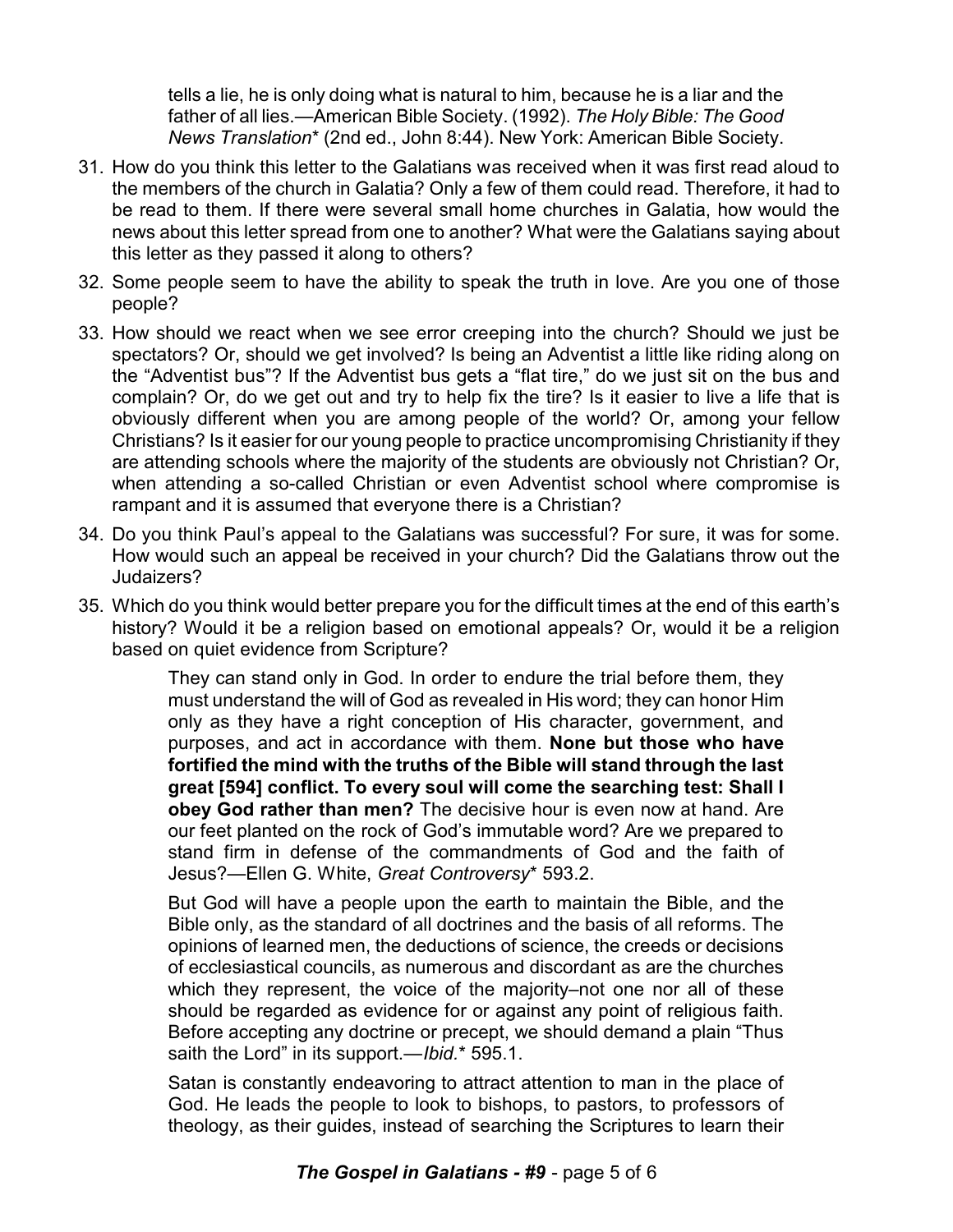> tells a lie, he is only doing what is natural to him, because he is a liar and the father of all lies.—American Bible Society. (1992). *The Holy Bible: The Good News Translation*\* (2nd ed., John 8:44). New York: American Bible Society.

31. How do you think this letter to the Galatians was received when it was first read aloud to the members of the church in Galatia? Only a few of them could read. Therefore, it had to be read to them. If there were several small home churches in Galatia, how would the news about this letter spread from one to another? What were the Galatians saying about this letter as they passed it along to others?

32. Some people seem to have the ability to speak the truth in love. Are you one of those people?

33. How should we react when we see error creeping into the church? Should we just be spectators? Or, should we get involved? Is being an Adventist a little like riding along on the "Adventist bus"? If the Adventist bus gets a "flat tire," do we just sit on the bus and complain? Or, do we get out and try to help fix the tire? Is it easier to live a life that is obviously different when you are among people of the world? Or, among your fellow Christians? Is it easier for our young people to practice uncompromising Christianity if they are attending schools where the majority of the students are obviously not Christian? Or, when attending a so-called Christian or even Adventist school where compromise is rampant and it is assumed that everyone there is a Christian?

34. Do you think Paul's appeal to the Galatians was successful? For sure, it was for some. How would such an appeal be received in your church? Did the Galatians throw out the Judaizers?

35. Which do you think would better prepare you for the difficult times at the end of this earth's history? Would it be a religion based on emotional appeals? Or, would it be a religion based on quiet evidence from Scripture?

> They can stand only in God. In order to endure the trial before them, they must understand the will of God as revealed in His word; they can honor Him only as they have a right conception of His character, government, and purposes, and act in accordance with them. **None but those who have fortified the mind with the truths of the Bible will stand through the last great [594] conflict. To every soul will come the searching test: Shall I obey God rather than men?** The decisive hour is even now at hand. Are our feet planted on the rock of God's immutable word? Are we prepared to stand firm in defense of the commandments of God and the faith of Jesus?—Ellen G. White, *Great Controversy*\* 593.2.

> But God will have a people upon the earth to maintain the Bible, and the Bible only, as the standard of all doctrines and the basis of all reforms. The opinions of learned men, the deductions of science, the creeds or decisions of ecclesiastical councils, as numerous and discordant as are the churches which they represent, the voice of the majority–not one nor all of these should be regarded as evidence for or against any point of religious faith. Before accepting any doctrine or precept, we should demand a plain "Thus saith the Lord" in its support.—*Ibid.*\* 595.1.

> Satan is constantly endeavoring to attract attention to man in the place of God. He leads the people to look to bishops, to pastors, to professors of theology, as their guides, instead of searching the Scriptures to learn their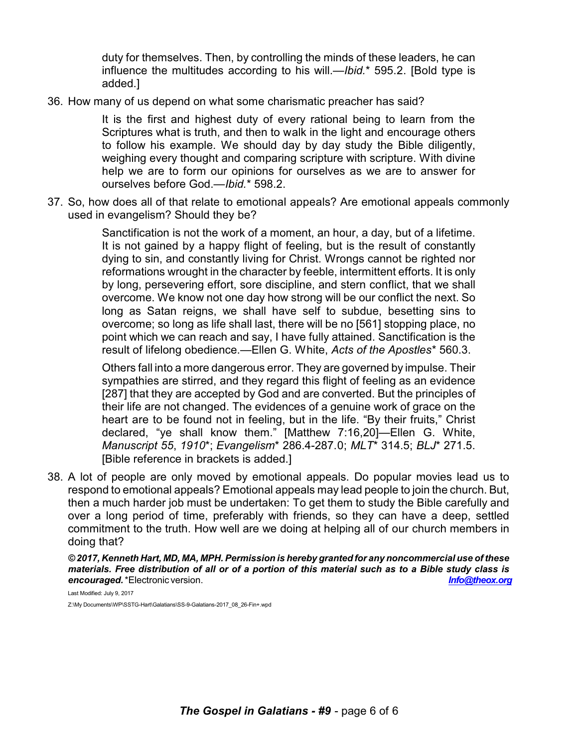duty for themselves. Then, by controlling the minds of these leaders, he can influence the multitudes according to his will.—*Ibid.** 595.2. [Bold type is added.]

36. How many of us depend on what some charismatic preacher has said?

> It is the first and highest duty of every rational being to learn from the Scriptures what is truth, and then to walk in the light and encourage others to follow his example. We should day by day study the Bible diligently, weighing every thought and comparing scripture with scripture. With divine help we are to form our opinions for ourselves as we are to answer for ourselves before God.—*Ibid.** 598.2.

37. So, how does all of that relate to emotional appeals? Are emotional appeals commonly used in evangelism? Should they be?

> Sanctification is not the work of a moment, an hour, a day, but of a lifetime. It is not gained by a happy flight of feeling, but is the result of constantly dying to sin, and constantly living for Christ. Wrongs cannot be righted nor reformations wrought in the character by feeble, intermittent efforts. It is only by long, persevering effort, sore discipline, and stern conflict, that we shall overcome. We know not one day how strong will be our conflict the next. So long as Satan reigns, we shall have self to subdue, besetting sins to overcome; so long as life shall last, there will be no [561] stopping place, no point which we can reach and say, I have fully attained. Sanctification is the result of lifelong obedience.—Ellen G. White, *Acts of the Apostles** 560.3.

> Others fall into a more dangerous error. They are governed by impulse. Their sympathies are stirred, and they regard this flight of feeling as an evidence [287] that they are accepted by God and are converted. But the principles of their life are not changed. The evidences of a genuine work of grace on the heart are to be found not in feeling, but in the life. "By their fruits," Christ declared, "ye shall know them." [Matthew 7:16,20]—Ellen G. White, *Manuscript 55*, *1910**; *Evangelism** 286.4-287.0; *MLT** 314.5; *BLJ** 271.5. [Bible reference in brackets is added.]

38. A lot of people are only moved by emotional appeals. Do popular movies lead us to respond to emotional appeals? Emotional appeals may lead people to join the church. But, then a much harder job must be undertaken: To get them to study the Bible carefully and over a long period of time, preferably with friends, so they can have a deep, settled commitment to the truth. How well are we doing at helping all of our church members in doing that?

***© 2017, Kenneth Hart, MD, MA, MPH. Permission is hereby granted for any noncommercial use of these materials. Free distribution of all or of a portion of this material such as to a Bible study class is encouraged.*** *Electronic version. ***Info@theox.org***

Last Modified: July 9, 2017

Z:\My Documents\WP\SSTG-Hart\Galatians\SS-9-Galatians-2017_08_26-Fin+.wpd